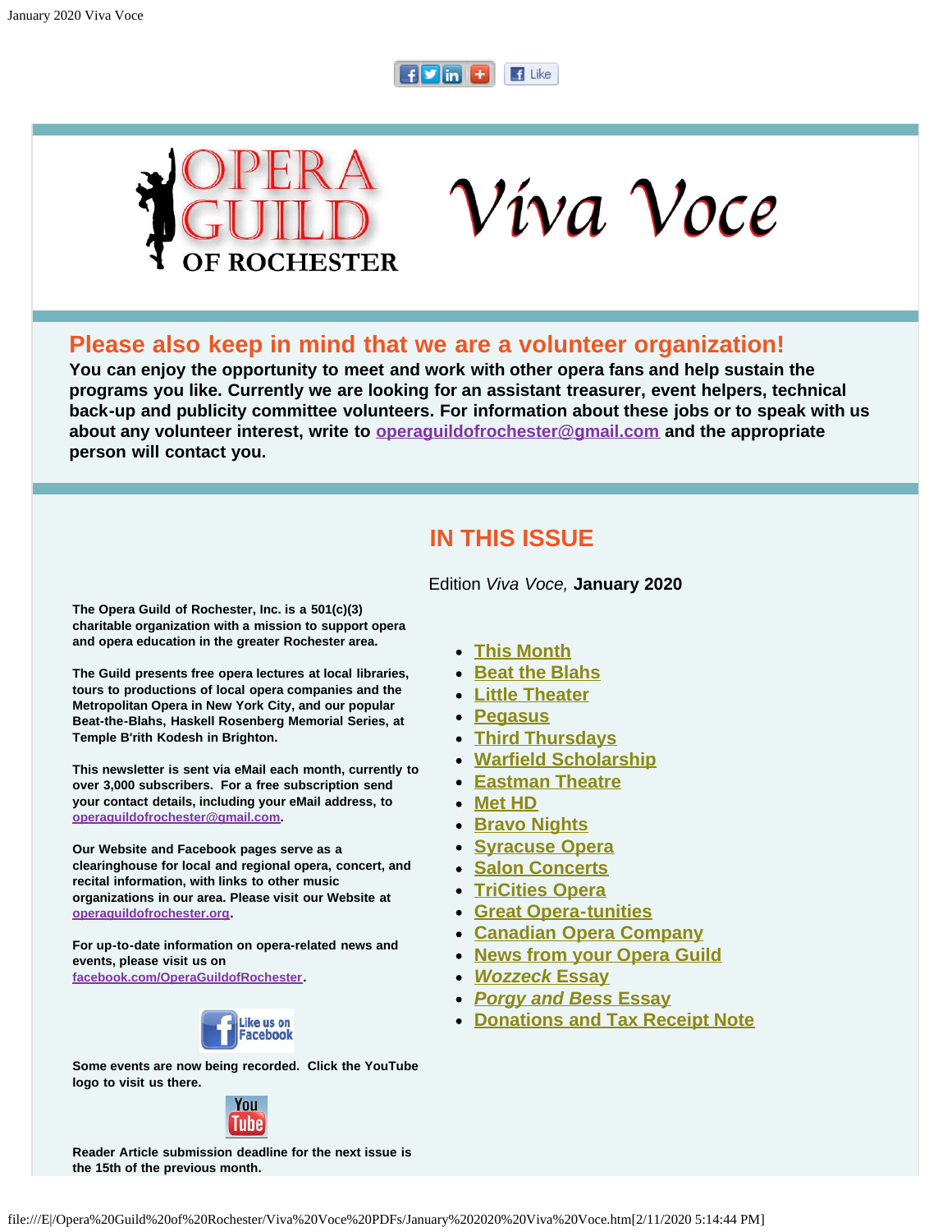# Opera Guild of Rochester — *Viva Voce*

## Please also keep in mind that we are a volunteer organization!

**You can enjoy the opportunity to meet and work with other opera fans and help sustain the programs you like. Currently we are looking for an assistant treasurer, event helpers, technical back-up and publicity committee volunteers. For information about these jobs or to speak with us about any volunteer interest, write to operaguildofrochester@gmail.com and the appropriate person will contact you.**

**The Opera Guild of Rochester, Inc. is a 501(c)(3) charitable organization with a mission to support opera and opera education in the greater Rochester area.**

**The Guild presents free opera lectures at local libraries, tours to productions of local opera companies and the Metropolitan Opera in New York City, and our popular Beat-the-Blahs, Haskell Rosenberg Memorial Series, at Temple B'rith Kodesh in Brighton.**

**This newsletter is sent via eMail each month, currently to over 3,000 subscribers. For a free subscription send your contact details, including your eMail address, to operaguildofrochester@gmail.com.**

**Our Website and Facebook pages serve as a clearinghouse for local and regional opera, concert, and recital information, with links to other music organizations in our area. Please visit our Website at operaguildofrochester.org.**

**For up-to-date information on opera-related news and events, please visit us on facebook.com/OperaGuildofRochester.**

**Some events are now being recorded. Click the YouTube logo to visit us there.**

**Reader Article submission deadline for the next issue is the 15th of the previous month.**

## IN THIS ISSUE

Edition *Viva Voce,* **January 2020**

- This Month
- Beat the Blahs
- Little Theater
- Pegasus
- Third Thursdays
- Warfield Scholarship
- Eastman Theatre
- Met HD
- Bravo Nights
- Syracuse Opera
- Salon Concerts
- TriCities Opera
- Great Opera-tunities
- Canadian Opera Company
- News from your Opera Guild
- *Wozzeck* Essay
- *Porgy and Bess* Essay
- Donations and Tax Receipt Note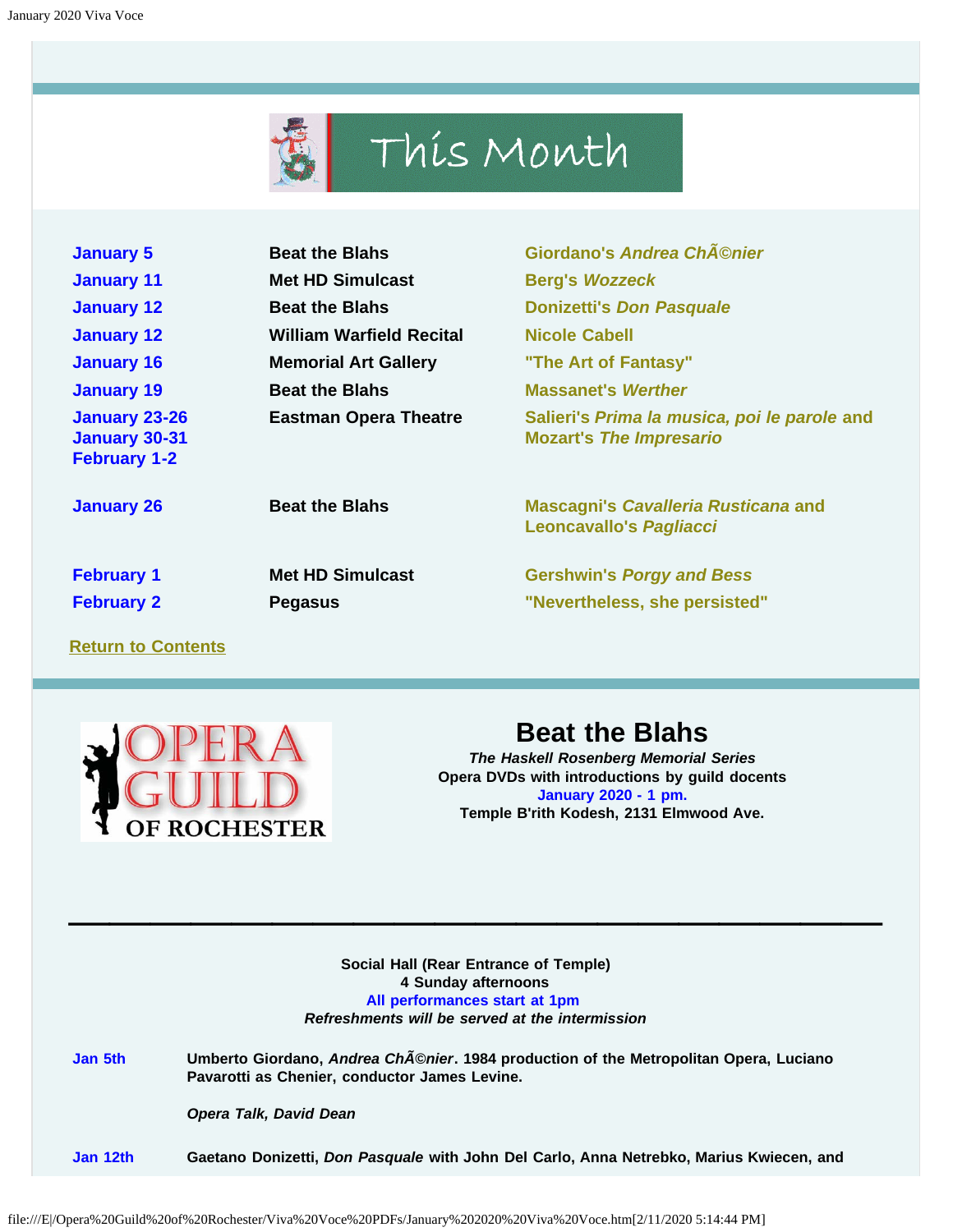# This Month

| | | |
|---|---|---|
| January 5 | Beat the Blahs | Giordano's *Andrea ChÃ©nier* |
| January 11 | Met HD Simulcast | Berg's *Wozzeck* |
| January 12 | Beat the Blahs | Donizetti's *Don Pasquale* |
| January 12 | William Warfield Recital | Nicole Cabell |
| January 16 | Memorial Art Gallery | "The Art of Fantasy" |
| January 19 | Beat the Blahs | Massanet's *Werther* |
| January 23-26<br>January 30-31<br>February 1-2 | Eastman Opera Theatre | Salieri's *Prima la musica, poi le parole* and Mozart's *The Impresario* |
| January 26 | Beat the Blahs | Mascagni's *Cavalleria Rusticana* and Leoncavallo's *Pagliacci* |
| February 1 | Met HD Simulcast | Gershwin's *Porgy and Bess* |
| February 2 | Pegasus | "Nevertheless, she persisted" |

Return to Contents

## Beat the Blahs

***The Haskell Rosenberg Memorial Series***
**Opera DVDs with introductions by guild docents**
**January 2020 - 1 pm.**
**Temple B'rith Kodesh, 2131 Elmwood Ave.**

---

**Social Hall (Rear Entrance of Temple)**
**4 Sunday afternoons**
**All performances start at 1pm**
***Refreshments will be served at the intermission***

**Jan 5th** — **Umberto Giordano, *Andrea ChÃ©nier*. 1984 production of the Metropolitan Opera, Luciano Pavarotti as Chenier, conductor James Levine.**

***Opera Talk, David Dean***

**Jan 12th** — **Gaetano Donizetti, *Don Pasquale* with John Del Carlo, Anna Netrebko, Marius Kwiecen, and**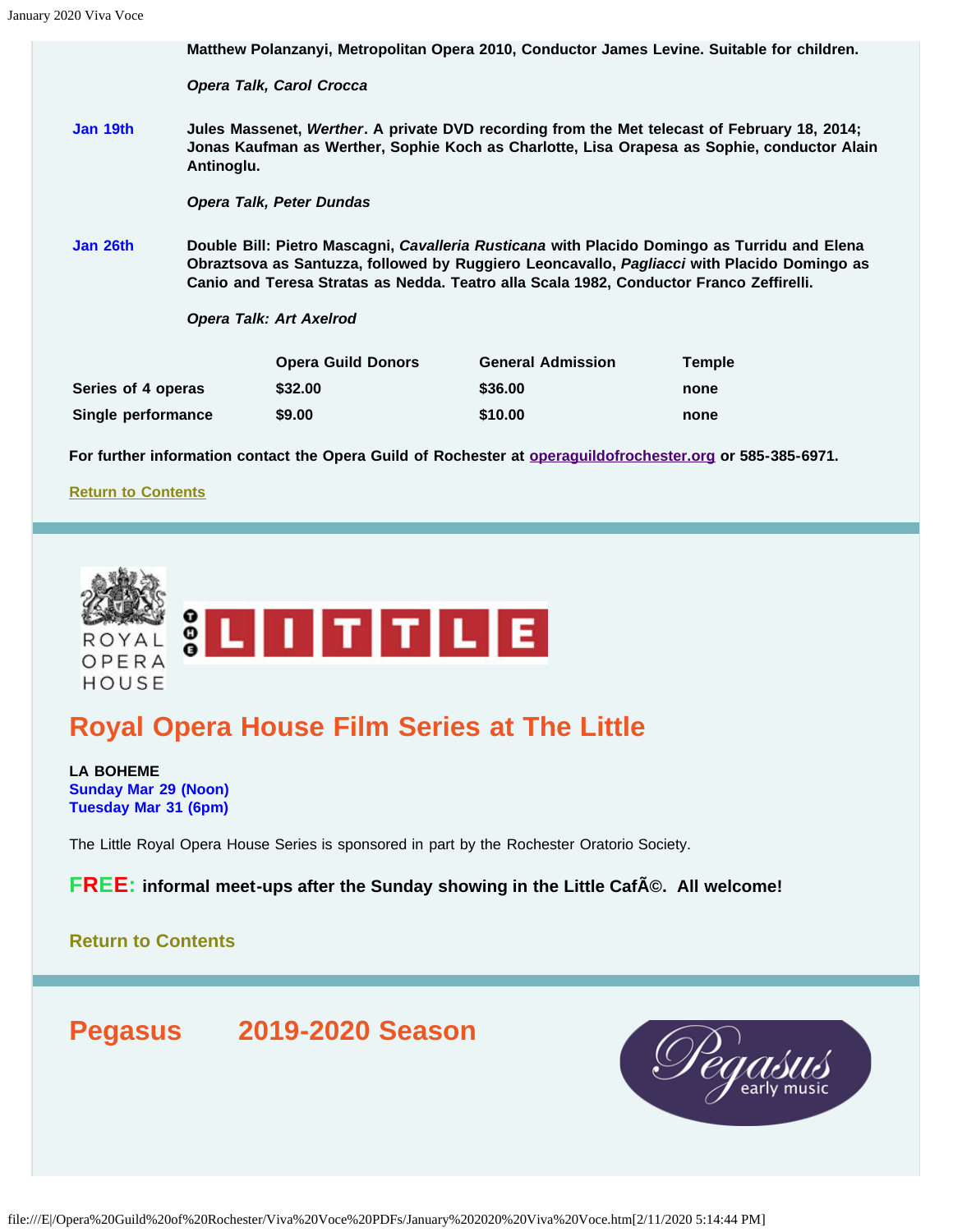Matthew Polanzanyi, Metropolitan Opera 2010, Conductor James Levine. Suitable for children.

***Opera Talk, Carol Crocca***

**Jan 19th** — **Jules Massenet, *Werther*. A private DVD recording from the Met telecast of February 18, 2014; Jonas Kaufman as Werther, Sophie Koch as Charlotte, Lisa Orapesa as Sophie, conductor Alain Antinoglu.**

***Opera Talk, Peter Dundas***

**Jan 26th** — **Double Bill: Pietro Mascagni, *Cavalleria Rusticana* with Placido Domingo as Turridu and Elena Obraztsova as Santuzza, followed by Ruggiero Leoncavallo, *Pagliacci* with Placido Domingo as Canio and Teresa Stratas as Nedda. Teatro alla Scala 1982, Conductor Franco Zeffirelli.**

***Opera Talk: Art Axelrod***

| | Opera Guild Donors | General Admission | Temple |
|---|---|---|---|
| Series of 4 operas | $32.00 | $36.00 | none |
| Single performance | $9.00 | $10.00 | none |

**For further information contact the Opera Guild of Rochester at [operaguildofrochester.org](operaguildofrochester.org) or 585-385-6971.**

**Return to Contents**

ROYAL OPERA HOUSE — THE LITTLE

## Royal Opera House Film Series at The Little

**LA BOHEME**
**Sunday Mar 29 (Noon)**
**Tuesday Mar 31 (6pm)**

The Little Royal Opera House Series is sponsored in part by the Rochester Oratorio Society.

**FREE: informal meet-ups after the Sunday showing in the Little CafÃ©. All welcome!**

**Return to Contents**

## Pegasus 2019-2020 Season

Pegasus early music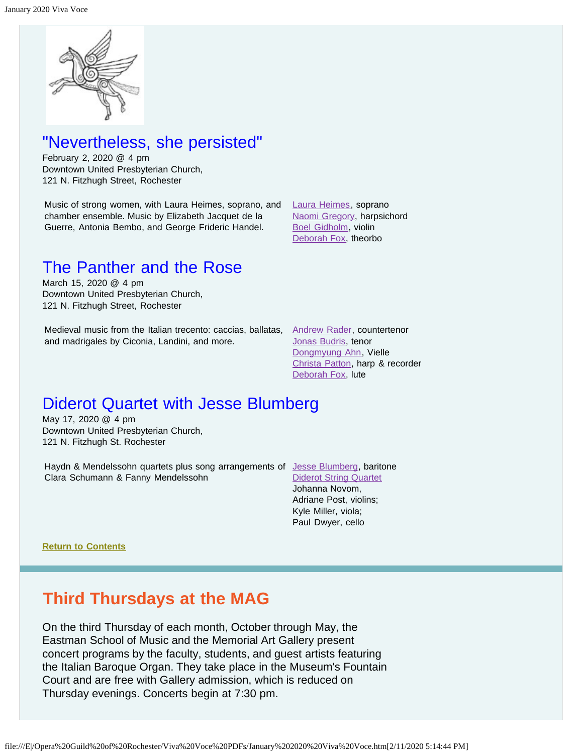## "Nevertheless, she persisted"

February 2, 2020 @ 4 pm
Downtown United Presbyterian Church,
121 N. Fitzhugh Street, Rochester

Music of strong women, with Laura Heimes, soprano, and chamber ensemble. Music by Elizabeth Jacquet de la Guerre, Antonia Bembo, and George Frideric Handel.

Laura Heimes, soprano
Naomi Gregory, harpsichord
Boel Gidholm, violin
Deborah Fox, theorbo

## The Panther and the Rose

March 15, 2020 @ 4 pm
Downtown United Presbyterian Church,
121 N. Fitzhugh Street, Rochester

Medieval music from the Italian trecento: caccias, ballatas, and madrigales by Ciconia, Landini, and more.

Andrew Rader, countertenor
Jonas Budris, tenor
Dongmyung Ahn, Vielle
Christa Patton, harp & recorder
Deborah Fox, lute

## Diderot Quartet with Jesse Blumberg

May 17, 2020 @ 4 pm
Downtown United Presbyterian Church,
121 N. Fitzhugh St. Rochester

Haydn & Mendelssohn quartets plus song arrangements of Clara Schumann & Fanny Mendelssohn

Jesse Blumberg, baritone
Diderot String Quartet
Johanna Novom,
Adriane Post, violins;
Kyle Miller, viola;
Paul Dwyer, cello

**Return to Contents**

## Third Thursdays at the MAG

On the third Thursday of each month, October through May, the Eastman School of Music and the Memorial Art Gallery present concert programs by the faculty, students, and guest artists featuring the Italian Baroque Organ. They take place in the Museum's Fountain Court and are free with Gallery admission, which is reduced on Thursday evenings. Concerts begin at 7:30 pm.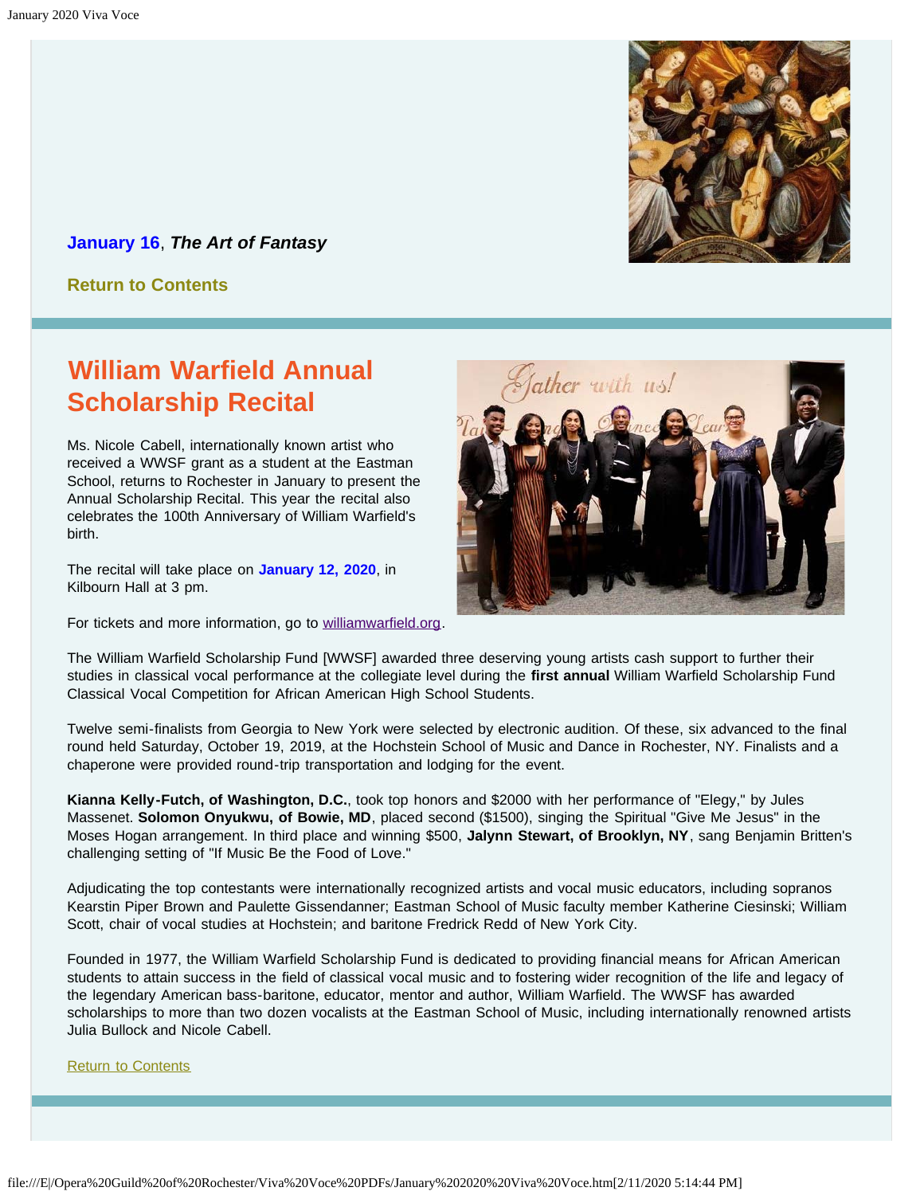**January 16**, ***The Art of Fantasy***

**Return to Contents**

## William Warfield Annual Scholarship Recital

Ms. Nicole Cabell, internationally known artist who received a WWSF grant as a student at the Eastman School, returns to Rochester in January to present the Annual Scholarship Recital. This year the recital also celebrates the 100th Anniversary of William Warfield's birth.

The recital will take place on **January 12, 2020**, in Kilbourn Hall at 3 pm.

For tickets and more information, go to williamwarfield.org.

The William Warfield Scholarship Fund [WWSF] awarded three deserving young artists cash support to further their studies in classical vocal performance at the collegiate level during the **first annual** William Warfield Scholarship Fund Classical Vocal Competition for African American High School Students.

Twelve semi-finalists from Georgia to New York were selected by electronic audition. Of these, six advanced to the final round held Saturday, October 19, 2019, at the Hochstein School of Music and Dance in Rochester, NY. Finalists and a chaperone were provided round-trip transportation and lodging for the event.

**Kianna Kelly-Futch, of Washington, D.C.**, took top honors and $2000 with her performance of "Elegy," by Jules Massenet. **Solomon Onyukwu, of Bowie, MD**, placed second ($1500), singing the Spiritual "Give Me Jesus" in the Moses Hogan arrangement. In third place and winning $500, **Jalynn Stewart, of Brooklyn, NY**, sang Benjamin Britten's challenging setting of "If Music Be the Food of Love."

Adjudicating the top contestants were internationally recognized artists and vocal music educators, including sopranos Kearstin Piper Brown and Paulette Gissendanner; Eastman School of Music faculty member Katherine Ciesinski; William Scott, chair of vocal studies at Hochstein; and baritone Fredrick Redd of New York City.

Founded in 1977, the William Warfield Scholarship Fund is dedicated to providing financial means for African American students to attain success in the field of classical vocal music and to fostering wider recognition of the life and legacy of the legendary American bass-baritone, educator, mentor and author, William Warfield. The WWSF has awarded scholarships to more than two dozen vocalists at the Eastman School of Music, including internationally renowned artists Julia Bullock and Nicole Cabell.

Return to Contents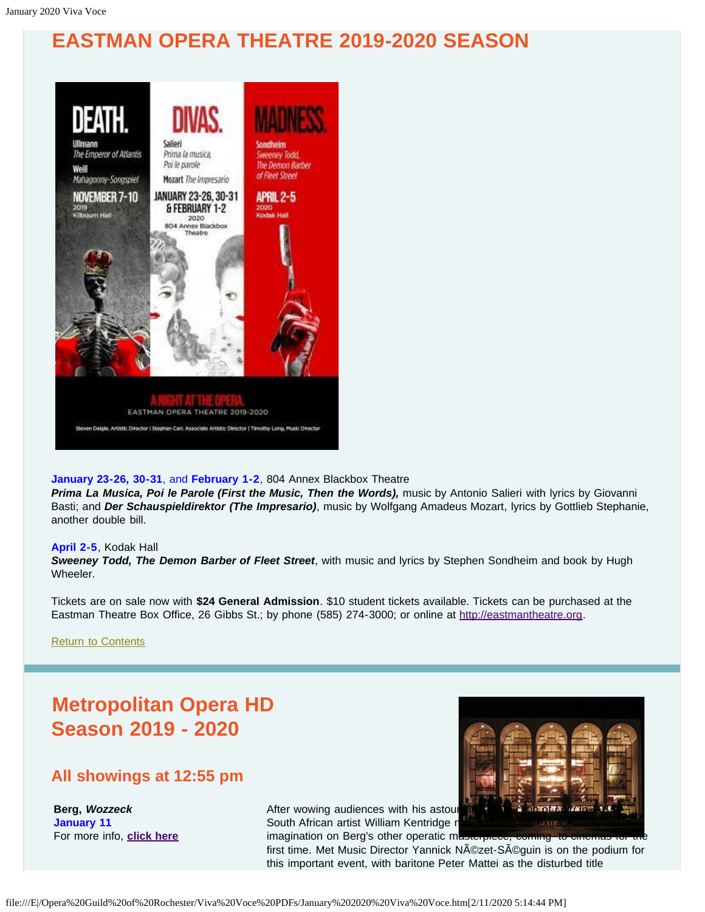# EASTMAN OPERA THEATRE 2019-2020 SEASON

**January 23-26, 30-31**, and **February 1-2**, 804 Annex Blackbox Theatre
***Prima La Musica, Poi le Parole (First the Music, Then the Words),*** music by Antonio Salieri with lyrics by Giovanni Basti; and ***Der Schauspieldirektor (The Impresario)***, music by Wolfgang Amadeus Mozart, lyrics by Gottlieb Stephanie, another double bill.

**April 2-5**, Kodak Hall
***Sweeney Todd, The Demon Barber of Fleet Street***, with music and lyrics by Stephen Sondheim and book by Hugh Wheeler.

Tickets are on sale now with **$24 General Admission**. $10 student tickets available. Tickets can be purchased at the Eastman Theatre Box Office, 26 Gibbs St.; by phone (585) 274-3000; or online at http://eastmantheatre.org.

Return to Contents

## Metropolitan Opera HD Season 2019 - 2020

### All showings at 12:55 pm

**Berg, *Wozzeck***
**January 11**
For more info, **click here**

After wowing audiences with his astounding production of *Lulu* in 2015, South African artist William Kentridge now turns his extraordinary visual imagination on Berg's other operatic masterpiece, coming to cinemas for the first time. Met Music Director Yannick NÃ©zet-SÃ©guin is on the podium for this important event, with baritone Peter Mattei as the disturbed title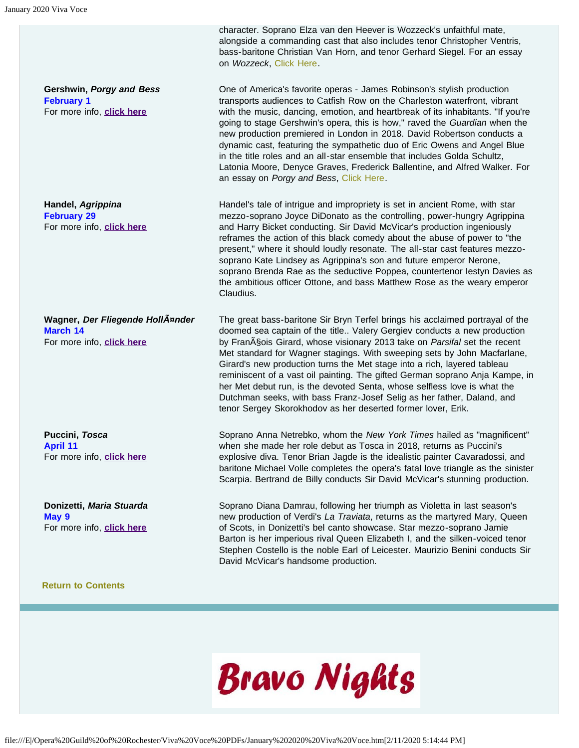character. Soprano Elza van den Heever is Wozzeck's unfaithful mate, alongside a commanding cast that also includes tenor Christopher Ventris, bass-baritone Christian Van Horn, and tenor Gerhard Siegel. For an essay on *Wozzeck*, Click Here.

**Gershwin, *Porgy and Bess***
**February 1**
For more info, **click here**

One of America's favorite operas - James Robinson's stylish production transports audiences to Catfish Row on the Charleston waterfront, vibrant with the music, dancing, emotion, and heartbreak of its inhabitants. "If you're going to stage Gershwin's opera, this is how," raved the *Guardian* when the new production premiered in London in 2018. David Robertson conducts a dynamic cast, featuring the sympathetic duo of Eric Owens and Angel Blue in the title roles and an all-star ensemble that includes Golda Schultz, Latonia Moore, Denyce Graves, Frederick Ballentine, and Alfred Walker. For an essay on *Porgy and Bess*, Click Here.

**Handel, *Agrippina***
**February 29**
For more info, **click here**

Handel's tale of intrigue and impropriety is set in ancient Rome, with star mezzo-soprano Joyce DiDonato as the controlling, power-hungry Agrippina and Harry Bicket conducting. Sir David McVicar's production ingeniously reframes the action of this black comedy about the abuse of power to "the present," where it should loudly resonate. The all-star cast features mezzo-soprano Kate Lindsey as Agrippina's son and future emperor Nerone, soprano Brenda Rae as the seductive Poppea, countertenor Iestyn Davies as the ambitious officer Ottone, and bass Matthew Rose as the weary emperor Claudius.

**Wagner, *Der Fliegende HollÃ¤nder***
**March 14**
For more info, **click here**

The great bass-baritone Sir Bryn Terfel brings his acclaimed portrayal of the doomed sea captain of the title.. Valery Gergiev conducts a new production by FranÃ§ois Girard, whose visionary 2013 take on *Parsifal* set the recent Met standard for Wagner stagings. With sweeping sets by John Macfarlane, Girard's new production turns the Met stage into a rich, layered tableau reminiscent of a vast oil painting. The gifted German soprano Anja Kampe, in her Met debut run, is the devoted Senta, whose selfless love is what the Dutchman seeks, with bass Franz-Josef Selig as her father, Daland, and tenor Sergey Skorokhodov as her deserted former lover, Erik.

**Puccini, *Tosca***
**April 11**
For more info, **click here**

Soprano Anna Netrebko, whom the *New York Times* hailed as "magnificent" when she made her role debut as Tosca in 2018, returns as Puccini's explosive diva. Tenor Brian Jagde is the idealistic painter Cavaradossi, and baritone Michael Volle completes the opera's fatal love triangle as the sinister Scarpia. Bertrand de Billy conducts Sir David McVicar's stunning production.

**Donizetti, *Maria Stuarda***
**May 9**
For more info, **click here**

Soprano Diana Damrau, following her triumph as Violetta in last season's new production of Verdi's *La Traviata*, returns as the martyred Mary, Queen of Scots, in Donizetti's bel canto showcase. Star mezzo-soprano Jamie Barton is her imperious rival Queen Elizabeth I, and the silken-voiced tenor Stephen Costello is the noble Earl of Leicester. Maurizio Benini conducts Sir David McVicar's handsome production.

**Return to Contents**

# Bravo Nights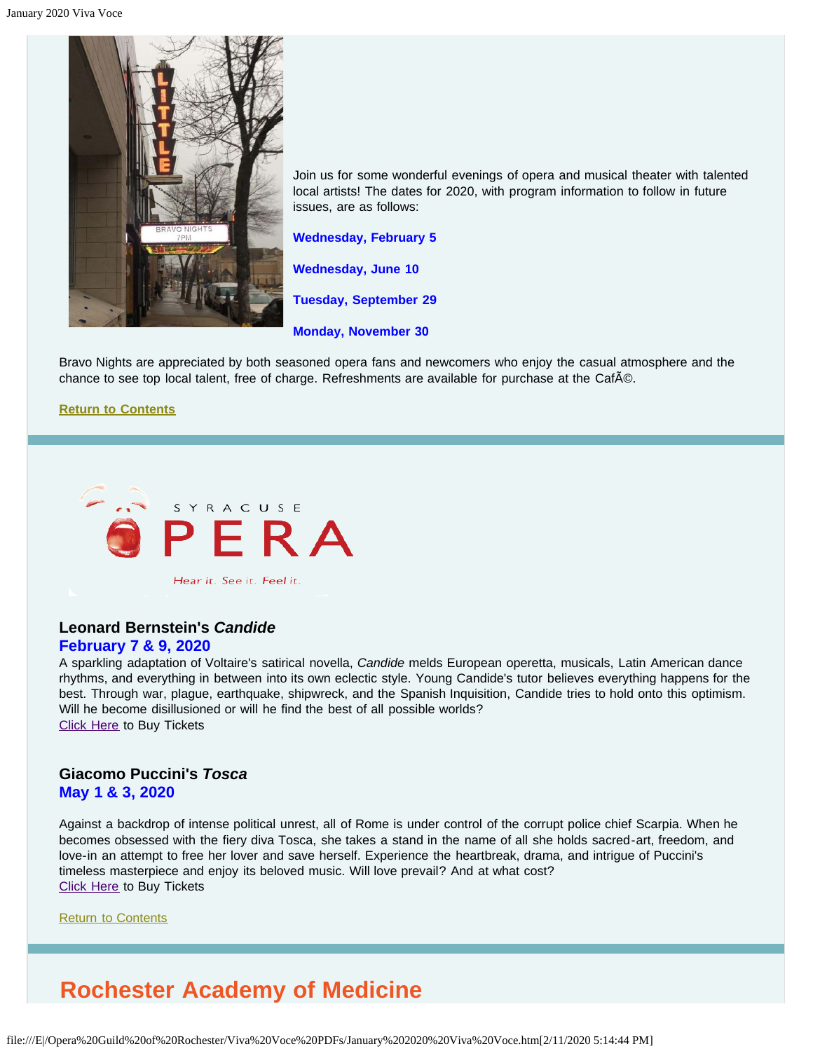Join us for some wonderful evenings of opera and musical theater with talented local artists! The dates for 2020, with program information to follow in future issues, are as follows:

**Wednesday, February 5**

**Wednesday, June 10**

**Tuesday, September 29**

**Monday, November 30**

Bravo Nights are appreciated by both seasoned opera fans and newcomers who enjoy the casual atmosphere and the chance to see top local talent, free of charge. Refreshments are available for purchase at the CafÃ©.

**Return to Contents**

---

**Leonard Bernstein's *Candide***
**February 7 & 9, 2020**
A sparkling adaptation of Voltaire's satirical novella, *Candide* melds European operetta, musicals, Latin American dance rhythms, and everything in between into its own eclectic style. Young Candide's tutor believes everything happens for the best. Through war, plague, earthquake, shipwreck, and the Spanish Inquisition, Candide tries to hold onto this optimism. Will he become disillusioned or will he find the best of all possible worlds?
Click Here to Buy Tickets

**Giacomo Puccini's *Tosca***
**May 1 & 3, 2020**

Against a backdrop of intense political unrest, all of Rome is under control of the corrupt police chief Scarpia. When he becomes obsessed with the fiery diva Tosca, she takes a stand in the name of all she holds sacred-art, freedom, and love-in an attempt to free her lover and save herself. Experience the heartbreak, drama, and intrigue of Puccini's timeless masterpiece and enjoy its beloved music. Will love prevail? And at what cost?
Click Here to Buy Tickets

Return to Contents

---

## Rochester Academy of Medicine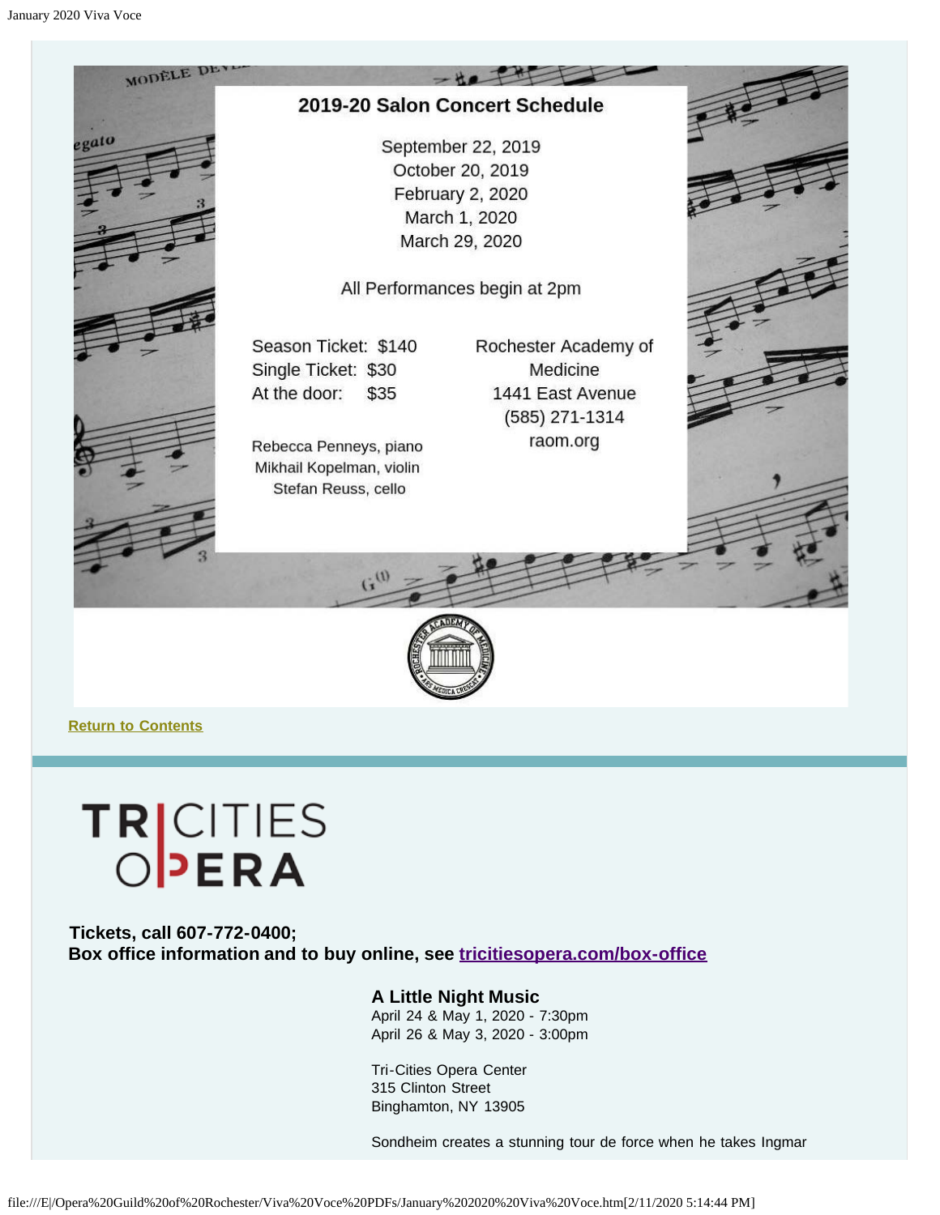## 2019-20 Salon Concert Schedule

September 22, 2019
October 20, 2019
February 2, 2020
March 1, 2020
March 29, 2020

All Performances begin at 2pm

Season Ticket: $140
Single Ticket: $30
At the door: $35

Rebecca Penneys, piano
Mikhail Kopelman, violin
Stefan Reuss, cello

Rochester Academy of Medicine
1441 East Avenue
(585) 271-1314
raom.org

**Return to Contents**

# TRI CITIES OPERA

**Tickets, call 607-772-0400;**
**Box office information and to buy online, see tricitiesopera.com/box-office**

**A Little Night Music**
April 24 & May 1, 2020 - 7:30pm
April 26 & May 3, 2020 - 3:00pm

Tri-Cities Opera Center
315 Clinton Street
Binghamton, NY 13905

Sondheim creates a stunning tour de force when he takes Ingmar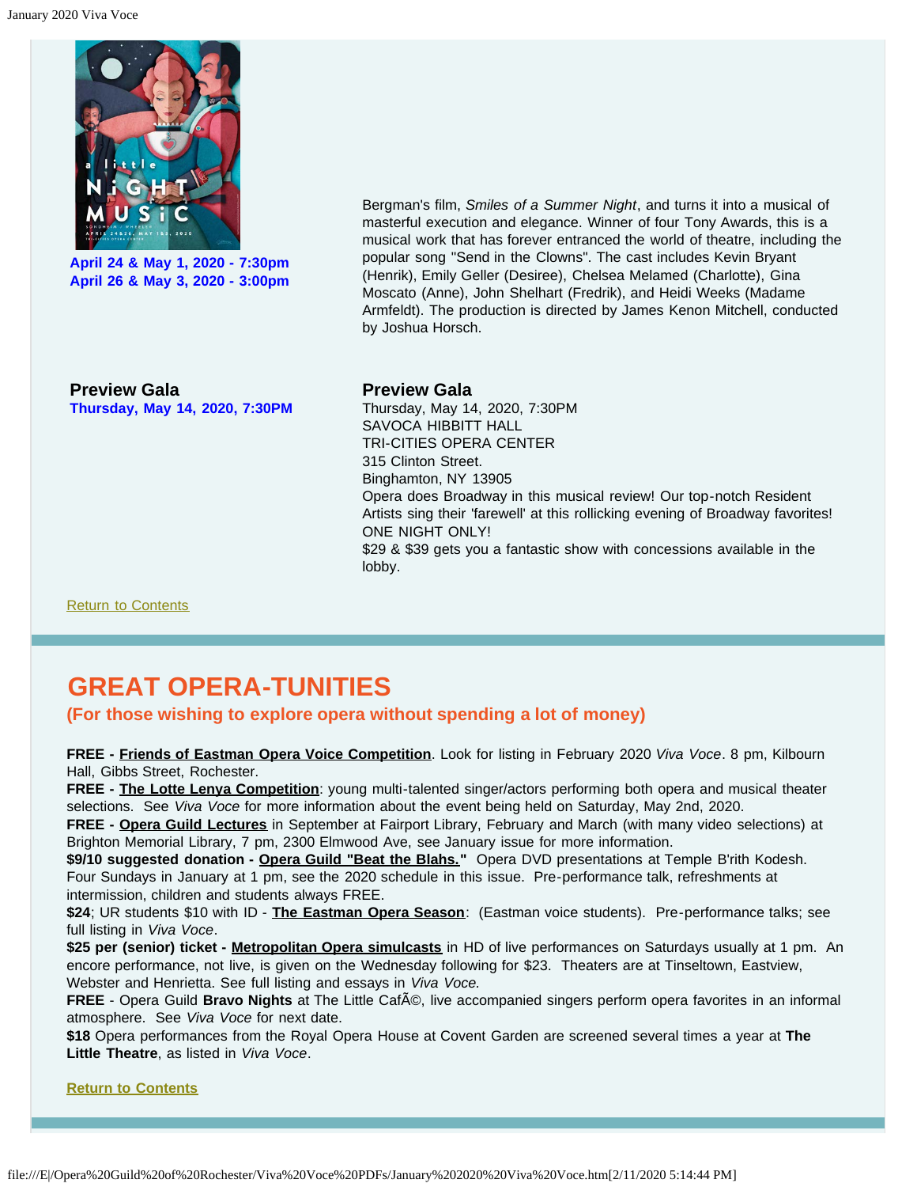April 24 & May 1, 2020 - 7:30pm
April 26 & May 3, 2020 - 3:00pm

Bergman's film, *Smiles of a Summer Night*, and turns it into a musical of masterful execution and elegance. Winner of four Tony Awards, this is a musical work that has forever entranced the world of theatre, including the popular song "Send in the Clowns". The cast includes Kevin Bryant (Henrik), Emily Geller (Desiree), Chelsea Melamed (Charlotte), Gina Moscato (Anne), John Shelhart (Fredrik), and Heidi Weeks (Madame Armfeldt). The production is directed by James Kenon Mitchell, conducted by Joshua Horsch.

**Preview Gala**
**Thursday, May 14, 2020, 7:30PM**

**Preview Gala**
Thursday, May 14, 2020, 7:30PM
SAVOCA HIBBITT HALL
TRI-CITIES OPERA CENTER
315 Clinton Street.
Binghamton, NY 13905
Opera does Broadway in this musical review! Our top-notch Resident Artists sing their 'farewell' at this rollicking evening of Broadway favorites! ONE NIGHT ONLY!
$29 & $39 gets you a fantastic show with concessions available in the lobby.

Return to Contents

## GREAT OPERA-TUNITIES

**(For those wishing to explore opera without spending a lot of money)**

**FREE - Friends of Eastman Opera Voice Competition**. Look for listing in February 2020 *Viva Voce*. 8 pm, Kilbourn Hall, Gibbs Street, Rochester.
**FREE - The Lotte Lenya Competition**: young multi-talented singer/actors performing both opera and musical theater selections. See *Viva Voce* for more information about the event being held on Saturday, May 2nd, 2020.
**FREE - Opera Guild Lectures** in September at Fairport Library, February and March (with many video selections) at Brighton Memorial Library, 7 pm, 2300 Elmwood Ave, see January issue for more information.
**$9/10 suggested donation - Opera Guild "Beat the Blahs."** Opera DVD presentations at Temple B'rith Kodesh. Four Sundays in January at 1 pm, see the 2020 schedule in this issue. Pre-performance talk, refreshments at intermission, children and students always FREE.
**$24**; UR students $10 with ID - **The Eastman Opera Season**: (Eastman voice students). Pre-performance talks; see full listing in *Viva Voce*.
**$25 per (senior) ticket - Metropolitan Opera simulcasts** in HD of live performances on Saturdays usually at 1 pm. An encore performance, not live, is given on the Wednesday following for $23. Theaters are at Tinseltown, Eastview, Webster and Henrietta. See full listing and essays in *Viva Voce.*
**FREE** - Opera Guild **Bravo Nights** at The Little CafÃ©, live accompanied singers perform opera favorites in an informal atmosphere. See *Viva Voce* for next date.
**$18** Opera performances from the Royal Opera House at Covent Garden are screened several times a year at **The Little Theatre**, as listed in *Viva Voce*.

**Return to Contents**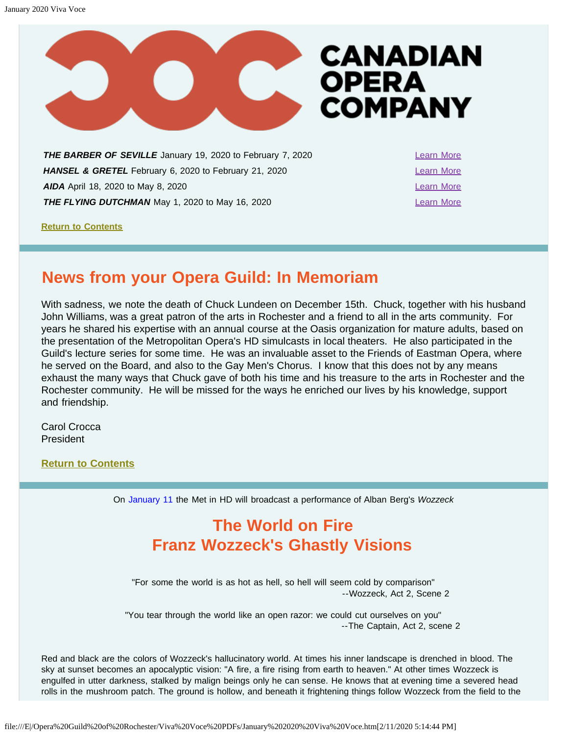CANADIAN OPERA COMPANY

| | |
|---|---|
| ***THE BARBER OF SEVILLE*** January 19, 2020 to February 7, 2020 | Learn More |
| ***HANSEL & GRETEL*** February 6, 2020 to February 21, 2020 | Learn More |
| ***AIDA*** April 18, 2020 to May 8, 2020 | Learn More |
| ***THE FLYING DUTCHMAN*** May 1, 2020 to May 16, 2020 | Learn More |

**Return to Contents**

## News from your Opera Guild: In Memoriam

With sadness, we note the death of Chuck Lundeen on December 15th. Chuck, together with his husband John Williams, was a great patron of the arts in Rochester and a friend to all in the arts community. For years he shared his expertise with an annual course at the Oasis organization for mature adults, based on the presentation of the Metropolitan Opera's HD simulcasts in local theaters. He also participated in the Guild's lecture series for some time. He was an invaluable asset to the Friends of Eastman Opera, where he served on the Board, and also to the Gay Men's Chorus. I know that this does not by any means exhaust the many ways that Chuck gave of both his time and his treasure to the arts in Rochester and the Rochester community. He will be missed for the ways he enriched our lives by his knowledge, support and friendship.

Carol Crocca
President

**Return to Contents**

On January 11 the Met in HD will broadcast a performance of Alban Berg's *Wozzeck*

## The World on Fire
## Franz Wozzeck's Ghastly Visions

"For some the world is as hot as hell, so hell will seem cold by comparison"
--Wozzeck, Act 2, Scene 2

"You tear through the world like an open razor: we could cut ourselves on you"
--The Captain, Act 2, scene 2

Red and black are the colors of Wozzeck's hallucinatory world. At times his inner landscape is drenched in blood. The sky at sunset becomes an apocalyptic vision: "A fire, a fire rising from earth to heaven." At other times Wozzeck is engulfed in utter darkness, stalked by malign beings only he can sense. He knows that at evening time a severed head rolls in the mushroom patch. The ground is hollow, and beneath it frightening things follow Wozzeck from the field to the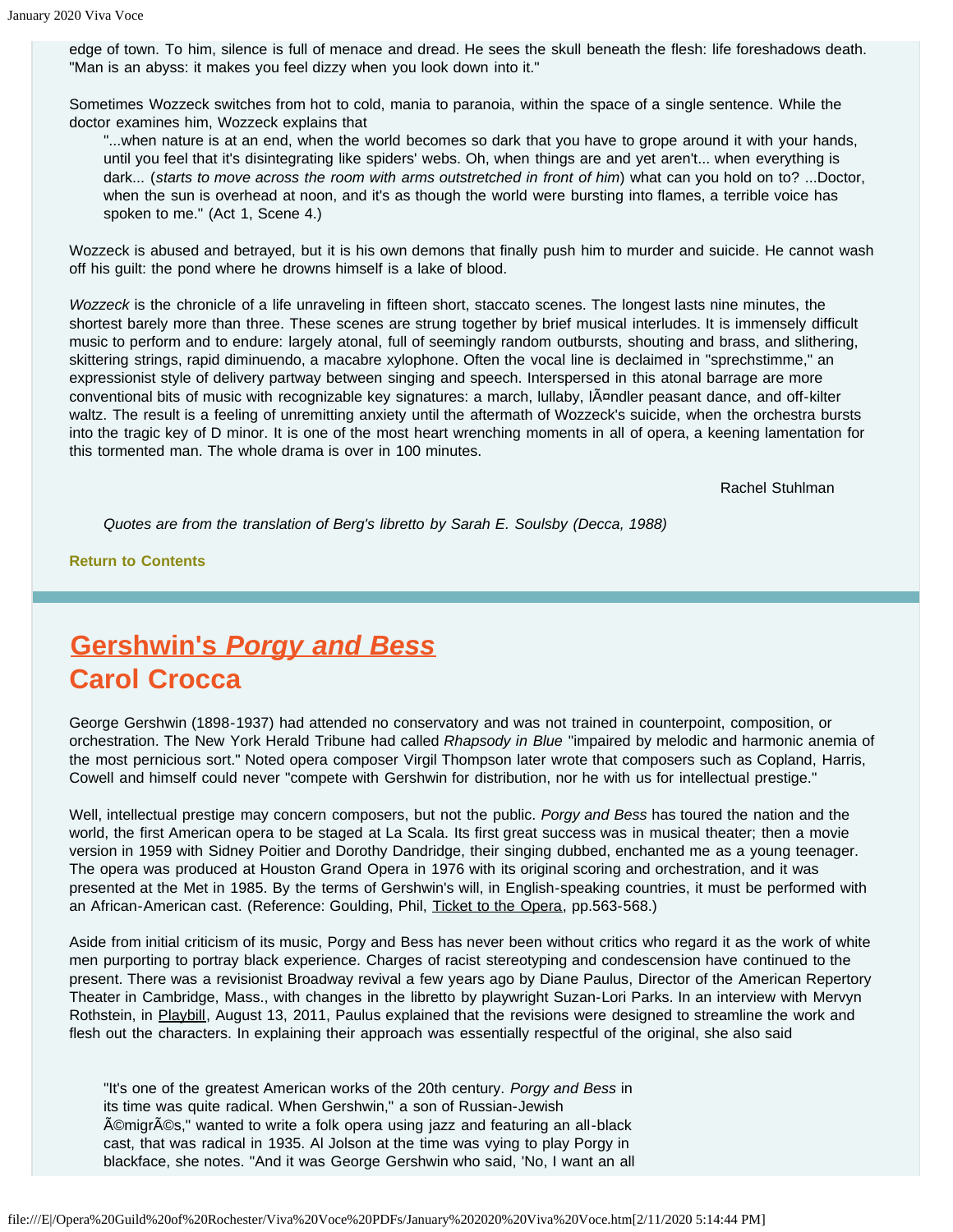edge of town. To him, silence is full of menace and dread. He sees the skull beneath the flesh: life foreshadows death. "Man is an abyss: it makes you feel dizzy when you look down into it."

Sometimes Wozzeck switches from hot to cold, mania to paranoia, within the space of a single sentence. While the doctor examines him, Wozzeck explains that

> "...when nature is at an end, when the world becomes so dark that you have to grope around it with your hands, until you feel that it's disintegrating like spiders' webs. Oh, when things are and yet aren't... when everything is dark... (*starts to move across the room with arms outstretched in front of him*) what can you hold on to? ...Doctor, when the sun is overhead at noon, and it's as though the world were bursting into flames, a terrible voice has spoken to me." (Act 1, Scene 4.)

Wozzeck is abused and betrayed, but it is his own demons that finally push him to murder and suicide. He cannot wash off his guilt: the pond where he drowns himself is a lake of blood.

*Wozzeck* is the chronicle of a life unraveling in fifteen short, staccato scenes. The longest lasts nine minutes, the shortest barely more than three. These scenes are strung together by brief musical interludes. It is immensely difficult music to perform and to endure: largely atonal, full of seemingly random outbursts, shouting and brass, and slithering, skittering strings, rapid diminuendo, a macabre xylophone. Often the vocal line is declaimed in "sprechstimme," an expressionist style of delivery partway between singing and speech. Interspersed in this atonal barrage are more conventional bits of music with recognizable key signatures: a march, lullaby, lÃ¤ndler peasant dance, and off-kilter waltz. The result is a feeling of unremitting anxiety until the aftermath of Wozzeck's suicide, when the orchestra bursts into the tragic key of D minor. It is one of the most heart wrenching moments in all of opera, a keening lamentation for this tormented man. The whole drama is over in 100 minutes.

Rachel Stuhlman

*Quotes are from the translation of Berg's libretto by Sarah E. Soulsby (Decca, 1988)*

**Return to Contents**

## Gershwin's *Porgy and Bess*
## Carol Crocca

George Gershwin (1898-1937) had attended no conservatory and was not trained in counterpoint, composition, or orchestration. The New York Herald Tribune had called *Rhapsody in Blue* "impaired by melodic and harmonic anemia of the most pernicious sort." Noted opera composer Virgil Thompson later wrote that composers such as Copland, Harris, Cowell and himself could never "compete with Gershwin for distribution, nor he with us for intellectual prestige."

Well, intellectual prestige may concern composers, but not the public. *Porgy and Bess* has toured the nation and the world, the first American opera to be staged at La Scala. Its first great success was in musical theater; then a movie version in 1959 with Sidney Poitier and Dorothy Dandridge, their singing dubbed, enchanted me as a young teenager. The opera was produced at Houston Grand Opera in 1976 with its original scoring and orchestration, and it was presented at the Met in 1985. By the terms of Gershwin's will, in English-speaking countries, it must be performed with an African-American cast. (Reference: Goulding, Phil, Ticket to the Opera, pp.563-568.)

Aside from initial criticism of its music, Porgy and Bess has never been without critics who regard it as the work of white men purporting to portray black experience. Charges of racist stereotyping and condescension have continued to the present. There was a revisionist Broadway revival a few years ago by Diane Paulus, Director of the American Repertory Theater in Cambridge, Mass., with changes in the libretto by playwright Suzan-Lori Parks. In an interview with Mervyn Rothstein, in Playbill, August 13, 2011, Paulus explained that the revisions were designed to streamline the work and flesh out the characters. In explaining their approach was essentially respectful of the original, she also said

> "It's one of the greatest American works of the 20th century. *Porgy and Bess* in its time was quite radical. When Gershwin," a son of Russian-Jewish Ã©migrÃ©s," wanted to write a folk opera using jazz and featuring an all-black cast, that was radical in 1935. Al Jolson at the time was vying to play Porgy in blackface, she notes. "And it was George Gershwin who said, 'No, I want an all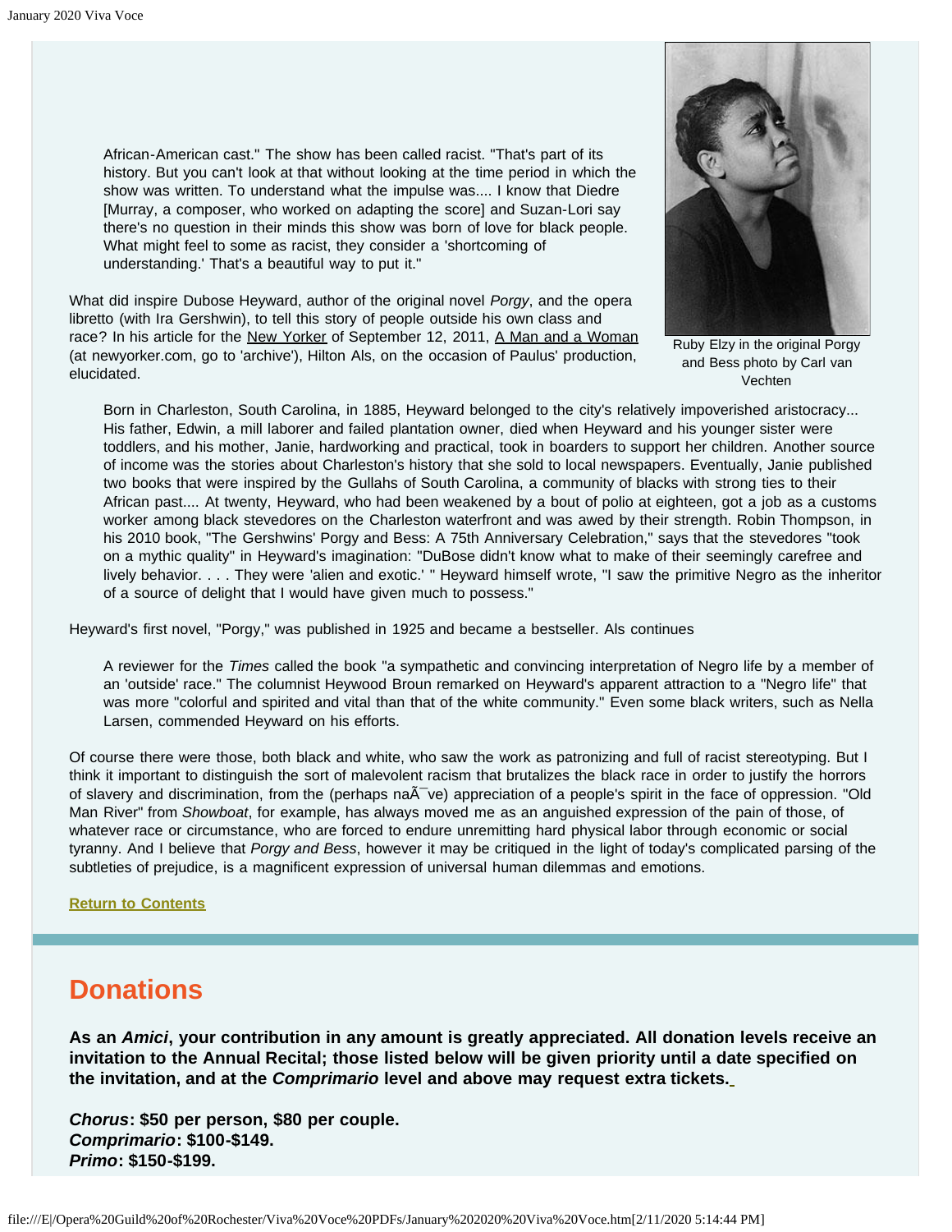> African-American cast." The show has been called racist. "That's part of its history. But you can't look at that without looking at the time period in which the show was written. To understand what the impulse was.... I know that Diedre [Murray, a composer, who worked on adapting the score] and Suzan-Lori say there's no question in their minds this show was born of love for black people. What might feel to some as racist, they consider a 'shortcoming of understanding.' That's a beautiful way to put it."

Ruby Elzy in the original Porgy and Bess photo by Carl van Vechten

What did inspire Dubose Heyward, author of the original novel *Porgy*, and the opera libretto (with Ira Gershwin), to tell this story of people outside his own class and race? In his article for the New Yorker of September 12, 2011, A Man and a Woman (at newyorker.com, go to 'archive'), Hilton Als, on the occasion of Paulus' production, elucidated.

> Born in Charleston, South Carolina, in 1885, Heyward belonged to the city's relatively impoverished aristocracy... His father, Edwin, a mill laborer and failed plantation owner, died when Heyward and his younger sister were toddlers, and his mother, Janie, hardworking and practical, took in boarders to support her children. Another source of income was the stories about Charleston's history that she sold to local newspapers. Eventually, Janie published two books that were inspired by the Gullahs of South Carolina, a community of blacks with strong ties to their African past.... At twenty, Heyward, who had been weakened by a bout of polio at eighteen, got a job as a customs worker among black stevedores on the Charleston waterfront and was awed by their strength. Robin Thompson, in his 2010 book, "The Gershwins' Porgy and Bess: A 75th Anniversary Celebration," says that the stevedores "took on a mythic quality" in Heyward's imagination: "DuBose didn't know what to make of their seemingly carefree and lively behavior. . . . They were 'alien and exotic.' " Heyward himself wrote, "I saw the primitive Negro as the inheritor of a source of delight that I would have given much to possess."

Heyward's first novel, "Porgy," was published in 1925 and became a bestseller. Als continues

> A reviewer for the *Times* called the book "a sympathetic and convincing interpretation of Negro life by a member of an 'outside' race." The columnist Heywood Broun remarked on Heyward's apparent attraction to a "Negro life" that was more "colorful and spirited and vital than that of the white community." Even some black writers, such as Nella Larsen, commended Heyward on his efforts.

Of course there were those, both black and white, who saw the work as patronizing and full of racist stereotyping. But I think it important to distinguish the sort of malevolent racism that brutalizes the black race in order to justify the horrors of slavery and discrimination, from the (perhaps naÃ¯ve) appreciation of a people's spirit in the face of oppression. "Old Man River" from *Showboat*, for example, has always moved me as an anguished expression of the pain of those, of whatever race or circumstance, who are forced to endure unremitting hard physical labor through economic or social tyranny. And I believe that *Porgy and Bess*, however it may be critiqued in the light of today's complicated parsing of the subtleties of prejudice, is a magnificent expression of universal human dilemmas and emotions.

**Return to Contents**

## Donations

**As an *Amici*, your contribution in any amount is greatly appreciated. All donation levels receive an invitation to the Annual Recital; those listed below will be given priority until a date specified on the invitation, and at the *Comprimario* level and above may request extra tickets.**

***Chorus*: $50 per person, $80 per couple.**
***Comprimario*: $100-$149.**
***Primo*: $150-$199.**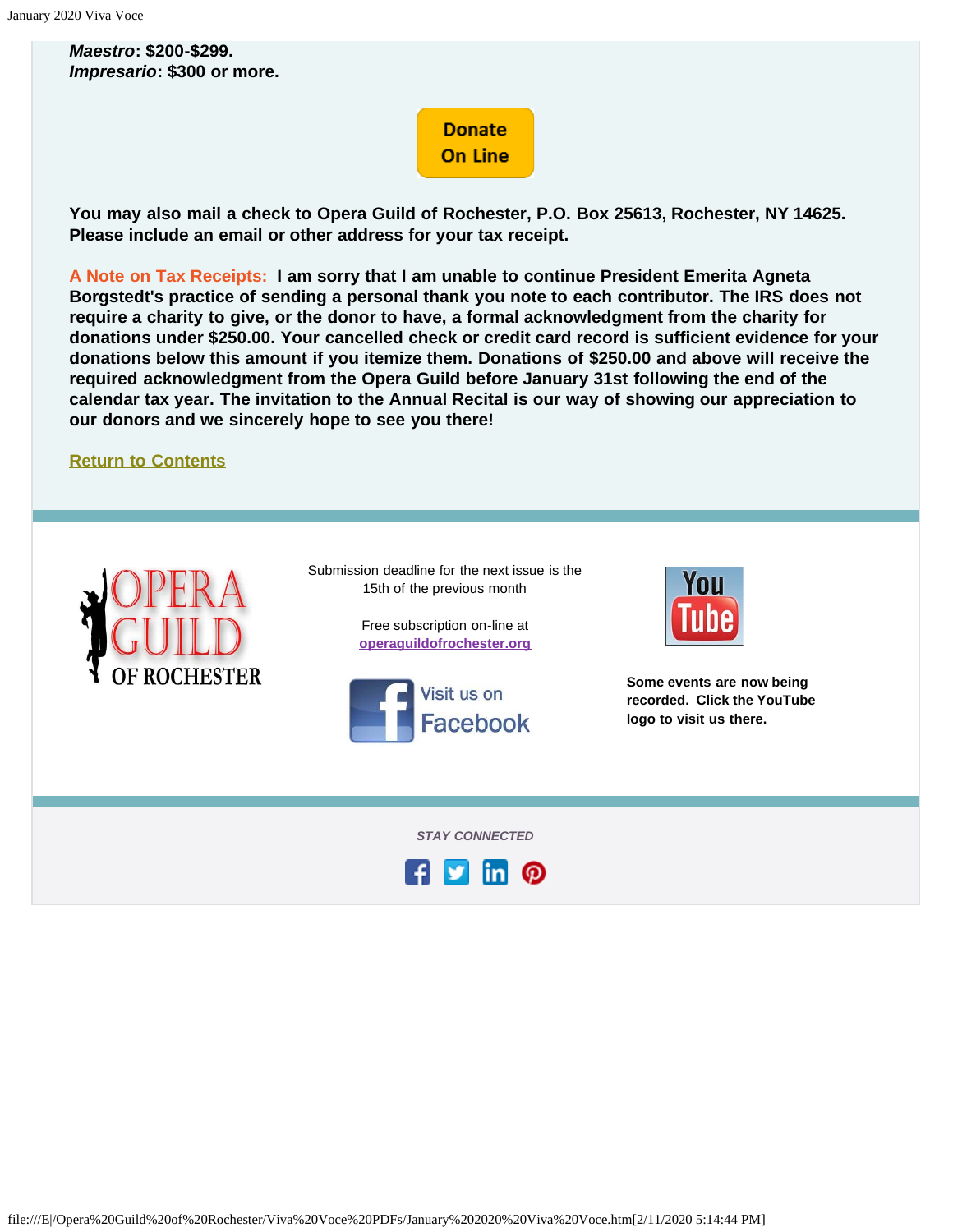***Maestro*: $200-$299.**
***Impresario*: $300 or more.**

Donate On Line

**You may also mail a check to Opera Guild of Rochester, P.O. Box 25613, Rochester, NY 14625. Please include an email or other address for your tax receipt.**

**A Note on Tax Receipts: I am sorry that I am unable to continue President Emerita Agneta Borgstedt's practice of sending a personal thank you note to each contributor. The IRS does not require a charity to give, or the donor to have, a formal acknowledgment from the charity for donations under $250.00. Your cancelled check or credit card record is sufficient evidence for your donations below this amount if you itemize them. Donations of $250.00 and above will receive the required acknowledgment from the Opera Guild before January 31st following the end of the calendar tax year. The invitation to the Annual Recital is our way of showing our appreciation to our donors and we sincerely hope to see you there!**

**Return to Contents**

OPERA GUILD OF ROCHESTER

Submission deadline for the next issue is the 15th of the previous month

Free subscription on-line at operaguildofrochester.org

Visit us on Facebook

**Some events are now being recorded. Click the YouTube logo to visit us there.**

*STAY CONNECTED*